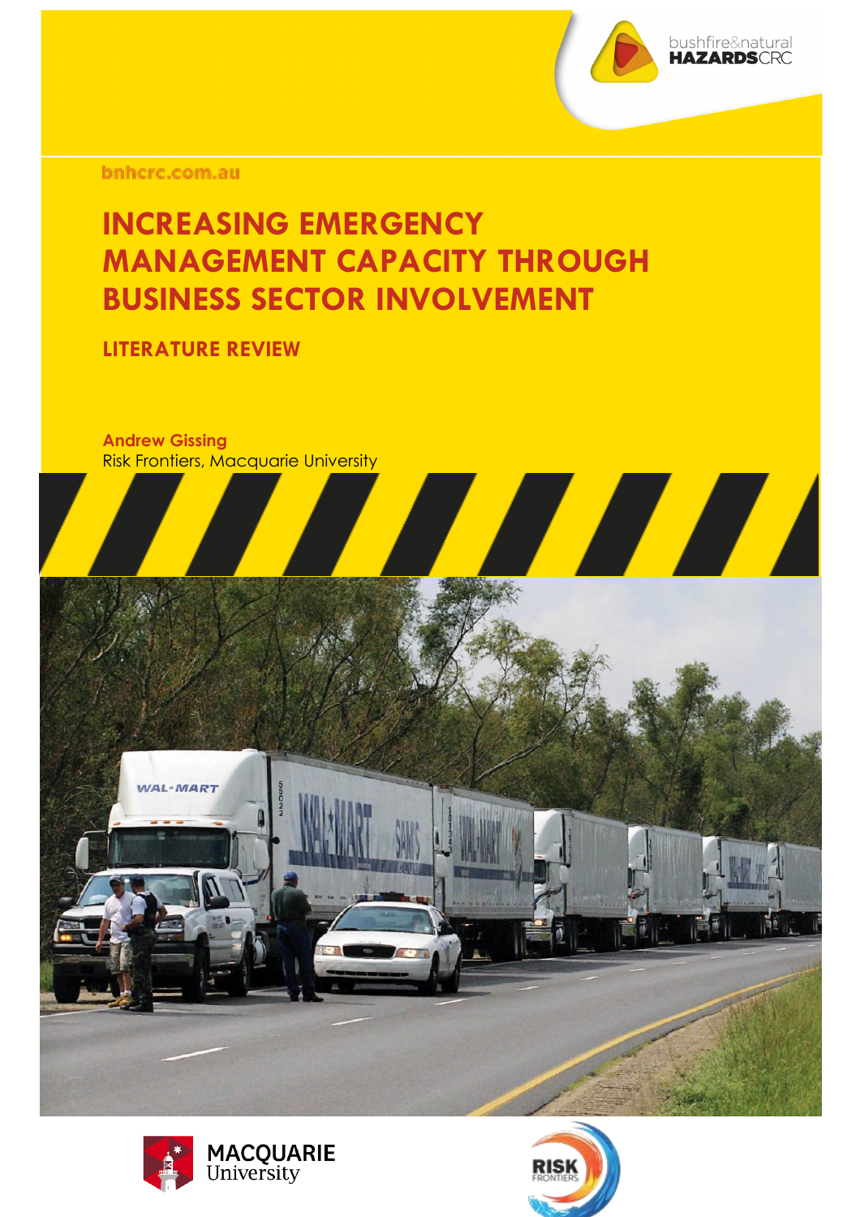bnhcrc.com.au

# INCREASING EMERGENCY MANAGEMENT CAPACITY THROUGH BUSINESS SECTOR INVOLVEMENT

## LITERATURE REVIEW

**Andrew Gissing**
Risk Frontiers, Macquarie University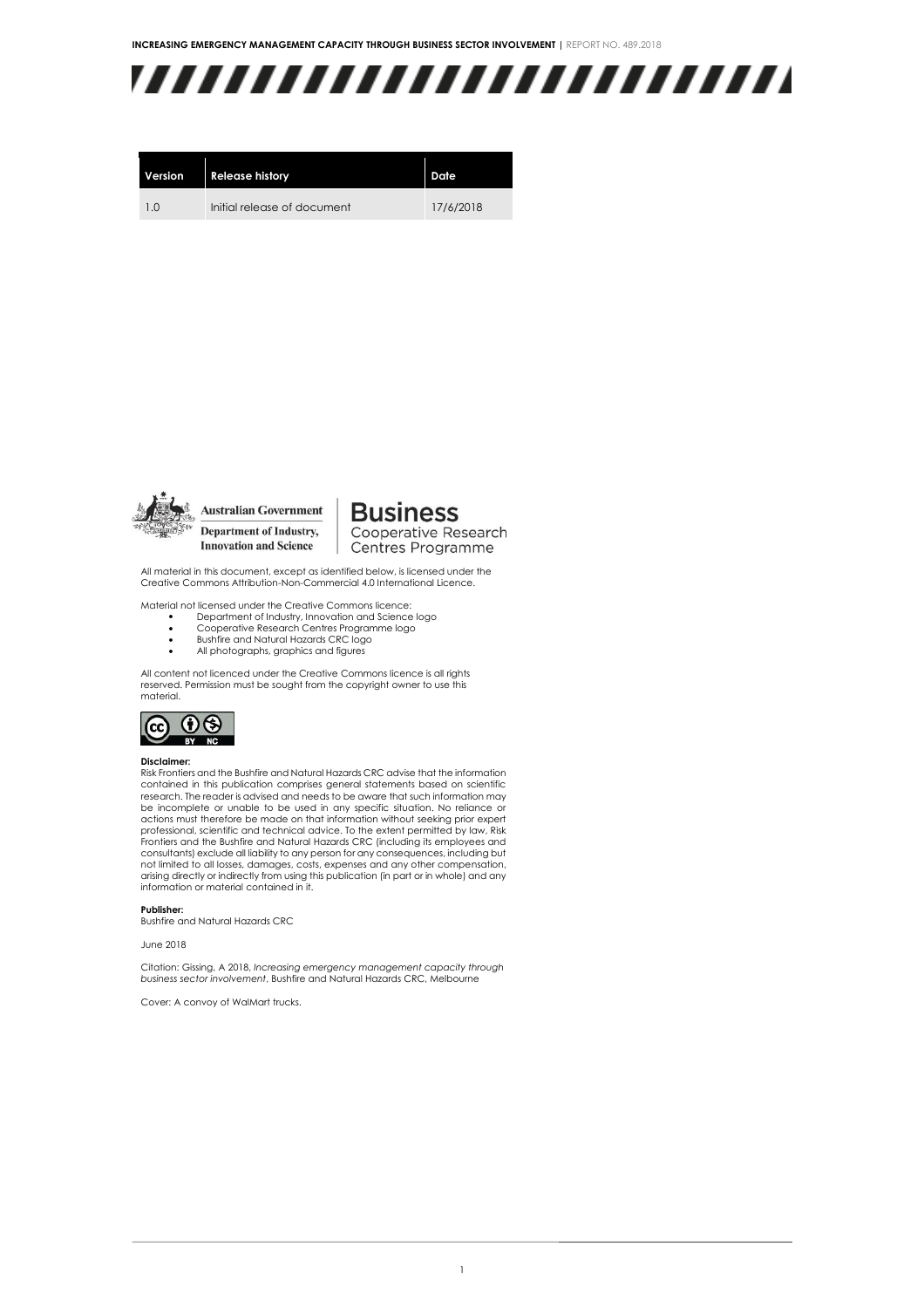| Version | Release history | Date |
| --- | --- | --- |
| 1.0 | Initial release of document | 17/6/2018 |

Australian Government
Department of Industry, Innovation and Science

**Business**
Cooperative Research Centres Programme

All material in this document, except as identified below, is licensed under the Creative Commons Attribution-Non-Commercial 4.0 International Licence.

Material not licensed under the Creative Commons licence:

- Department of Industry, Innovation and Science logo
- Cooperative Research Centres Programme logo
- Bushfire and Natural Hazards CRC logo
- All photographs, graphics and figures

All content not licenced under the Creative Commons licence is all rights reserved. Permission must be sought from the copyright owner to use this material.

**Disclaimer:**
Risk Frontiers and the Bushfire and Natural Hazards CRC advise that the information contained in this publication comprises general statements based on scientific research. The reader is advised and needs to be aware that such information may be incomplete or unable to be used in any specific situation. No reliance or actions must therefore be made on that information without seeking prior expert professional, scientific and technical advice. To the extent permitted by law, Risk Frontiers and the Bushfire and Natural Hazards CRC (including its employees and consultants) exclude all liability to any person for any consequences, including but not limited to all losses, damages, costs, expenses and any other compensation, arising directly or indirectly from using this publication (in part or in whole) and any information or material contained in it.

**Publisher:**
Bushfire and Natural Hazards CRC

June 2018

Citation: Gissing, A 2018, *Increasing emergency management capacity through business sector involvement*, Bushfire and Natural Hazards CRC, Melbourne

Cover: A convoy of WalMart trucks.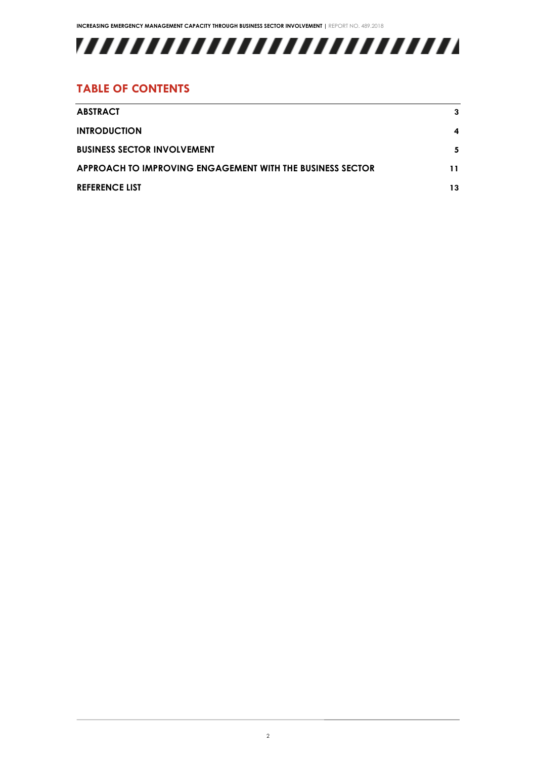## TABLE OF CONTENTS

| | |
|---|---|
| **ABSTRACT** | **3** |
| **INTRODUCTION** | **4** |
| **BUSINESS SECTOR INVOLVEMENT** | **5** |
| **APPROACH TO IMPROVING ENGAGEMENT WITH THE BUSINESS SECTOR** | **11** |
| **REFERENCE LIST** | **13** |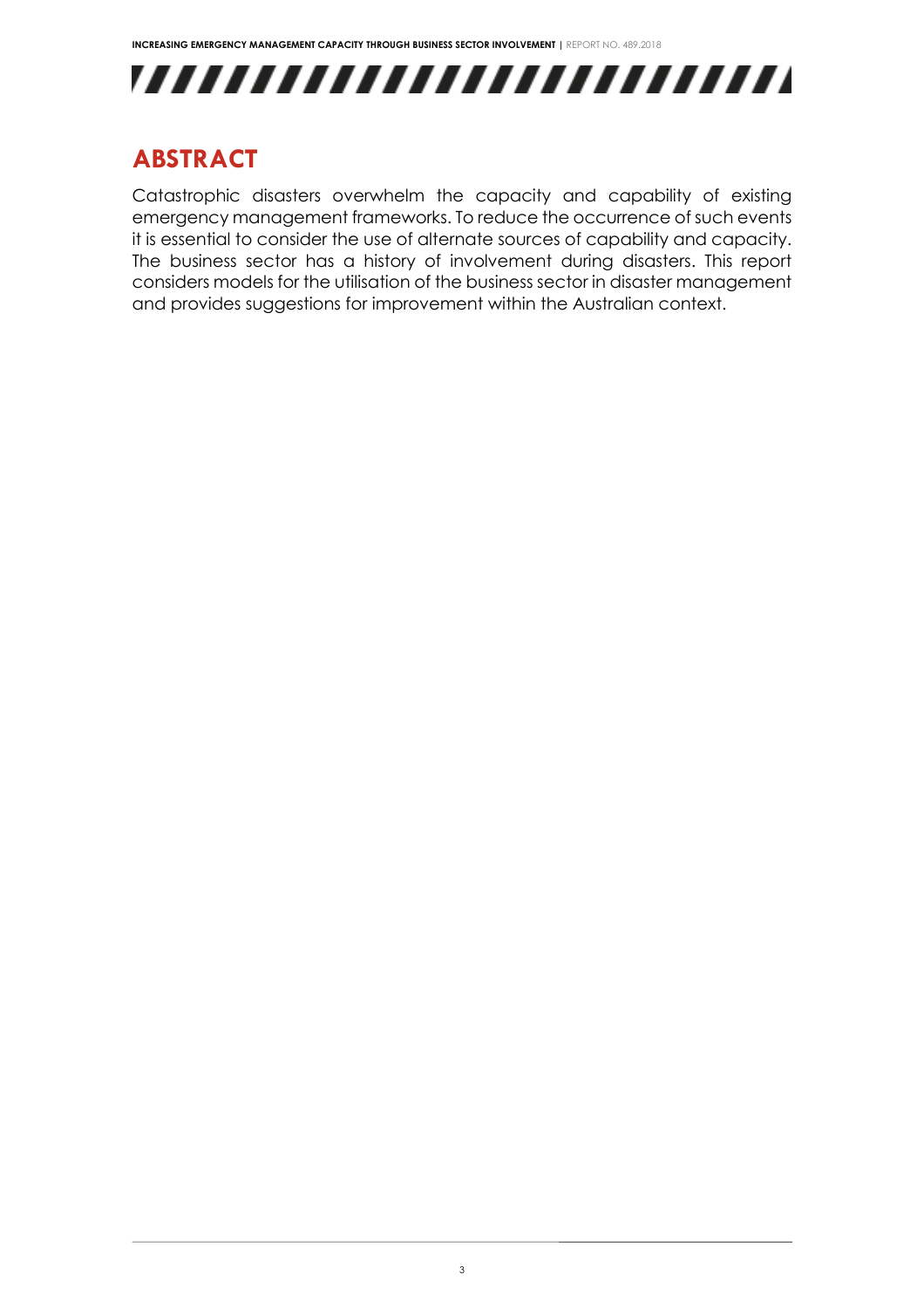## ABSTRACT

Catastrophic disasters overwhelm the capacity and capability of existing emergency management frameworks. To reduce the occurrence of such events it is essential to consider the use of alternate sources of capability and capacity. The business sector has a history of involvement during disasters. This report considers models for the utilisation of the business sector in disaster management and provides suggestions for improvement within the Australian context.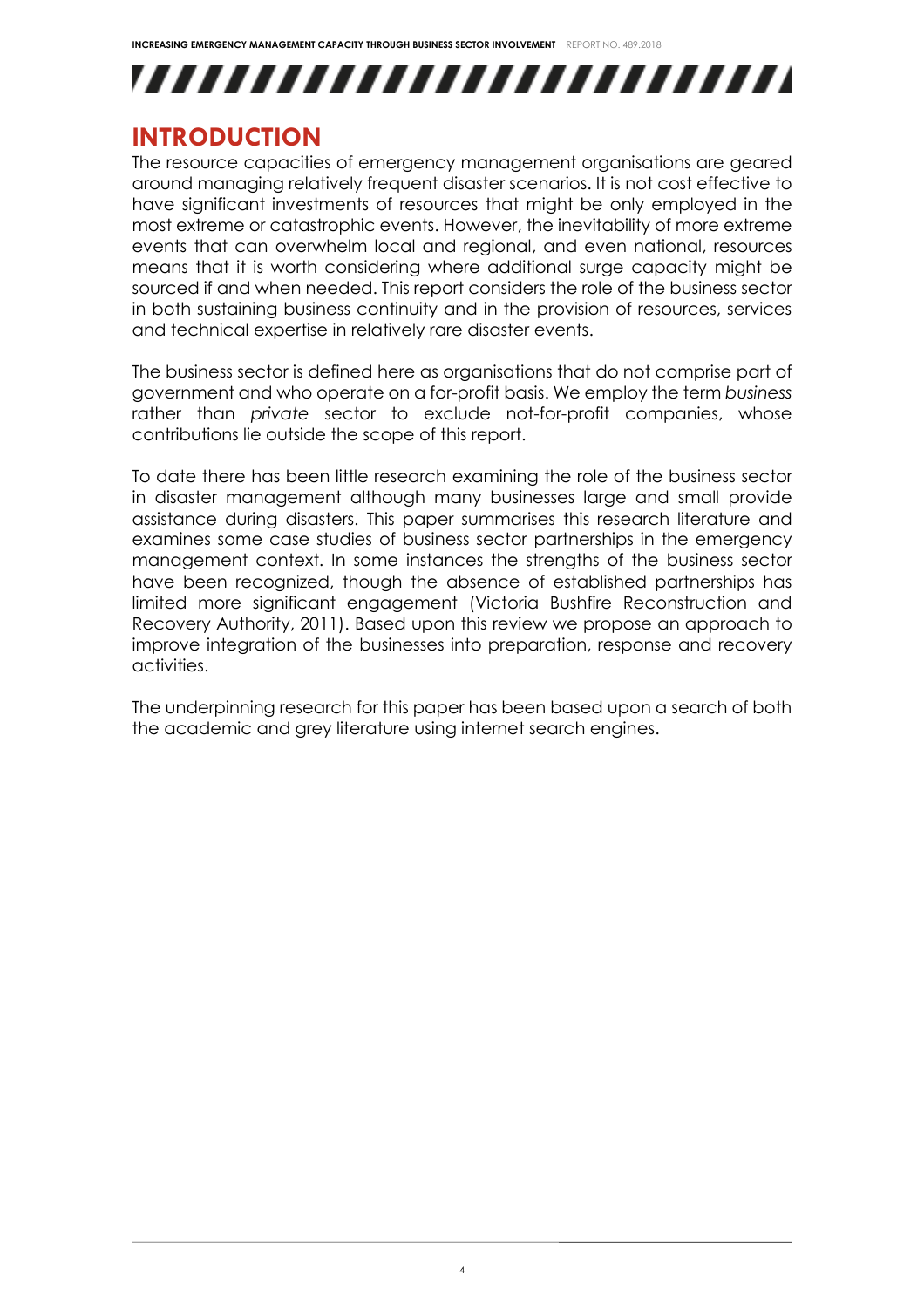# INTRODUCTION

The resource capacities of emergency management organisations are geared around managing relatively frequent disaster scenarios. It is not cost effective to have significant investments of resources that might be only employed in the most extreme or catastrophic events. However, the inevitability of more extreme events that can overwhelm local and regional, and even national, resources means that it is worth considering where additional surge capacity might be sourced if and when needed. This report considers the role of the business sector in both sustaining business continuity and in the provision of resources, services and technical expertise in relatively rare disaster events.

The business sector is defined here as organisations that do not comprise part of government and who operate on a for-profit basis. We employ the term *business* rather than *private* sector to exclude not-for-profit companies, whose contributions lie outside the scope of this report.

To date there has been little research examining the role of the business sector in disaster management although many businesses large and small provide assistance during disasters. This paper summarises this research literature and examines some case studies of business sector partnerships in the emergency management context. In some instances the strengths of the business sector have been recognized, though the absence of established partnerships has limited more significant engagement (Victoria Bushfire Reconstruction and Recovery Authority, 2011). Based upon this review we propose an approach to improve integration of the businesses into preparation, response and recovery activities.

The underpinning research for this paper has been based upon a search of both the academic and grey literature using internet search engines.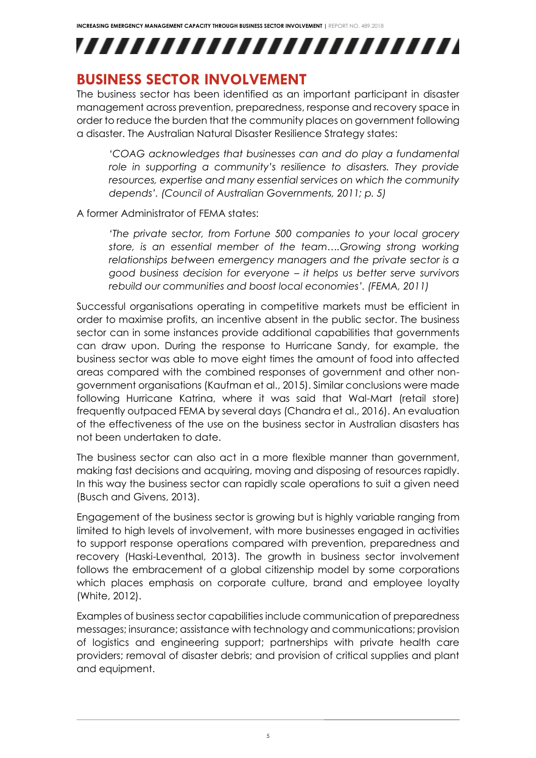## BUSINESS SECTOR INVOLVEMENT

The business sector has been identified as an important participant in disaster management across prevention, preparedness, response and recovery space in order to reduce the burden that the community places on government following a disaster. The Australian Natural Disaster Resilience Strategy states:

> *'COAG acknowledges that businesses can and do play a fundamental role in supporting a community's resilience to disasters. They provide resources, expertise and many essential services on which the community depends'. (Council of Australian Governments, 2011; p. 5)*

A former Administrator of FEMA states:

> *'The private sector, from Fortune 500 companies to your local grocery store, is an essential member of the team….Growing strong working relationships between emergency managers and the private sector is a good business decision for everyone – it helps us better serve survivors rebuild our communities and boost local economies'. (FEMA, 2011)*

Successful organisations operating in competitive markets must be efficient in order to maximise profits, an incentive absent in the public sector. The business sector can in some instances provide additional capabilities that governments can draw upon. During the response to Hurricane Sandy, for example, the business sector was able to move eight times the amount of food into affected areas compared with the combined responses of government and other non-government organisations (Kaufman et al., 2015). Similar conclusions were made following Hurricane Katrina, where it was said that Wal-Mart (retail store) frequently outpaced FEMA by several days (Chandra et al., 2016). An evaluation of the effectiveness of the use on the business sector in Australian disasters has not been undertaken to date.

The business sector can also act in a more flexible manner than government, making fast decisions and acquiring, moving and disposing of resources rapidly. In this way the business sector can rapidly scale operations to suit a given need (Busch and Givens, 2013).

Engagement of the business sector is growing but is highly variable ranging from limited to high levels of involvement, with more businesses engaged in activities to support response operations compared with prevention, preparedness and recovery (Haski-Leventhal, 2013). The growth in business sector involvement follows the embracement of a global citizenship model by some corporations which places emphasis on corporate culture, brand and employee loyalty (White, 2012).

Examples of business sector capabilities include communication of preparedness messages; insurance; assistance with technology and communications; provision of logistics and engineering support; partnerships with private health care providers; removal of disaster debris; and provision of critical supplies and plant and equipment.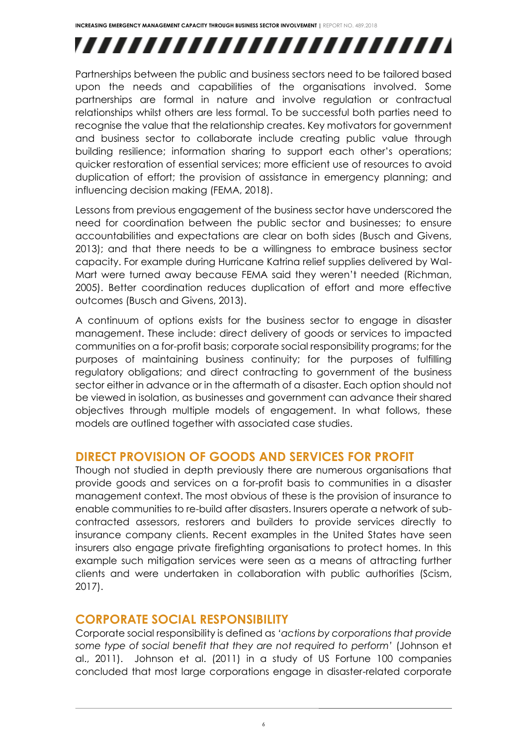Partnerships between the public and business sectors need to be tailored based upon the needs and capabilities of the organisations involved. Some partnerships are formal in nature and involve regulation or contractual relationships whilst others are less formal. To be successful both parties need to recognise the value that the relationship creates. Key motivators for government and business sector to collaborate include creating public value through building resilience; information sharing to support each other's operations; quicker restoration of essential services; more efficient use of resources to avoid duplication of effort; the provision of assistance in emergency planning; and influencing decision making (FEMA, 2018).

Lessons from previous engagement of the business sector have underscored the need for coordination between the public sector and businesses; to ensure accountabilities and expectations are clear on both sides (Busch and Givens, 2013); and that there needs to be a willingness to embrace business sector capacity. For example during Hurricane Katrina relief supplies delivered by Wal-Mart were turned away because FEMA said they weren't needed (Richman, 2005). Better coordination reduces duplication of effort and more effective outcomes (Busch and Givens, 2013).

A continuum of options exists for the business sector to engage in disaster management. These include: direct delivery of goods or services to impacted communities on a for-profit basis; corporate social responsibility programs; for the purposes of maintaining business continuity; for the purposes of fulfilling regulatory obligations; and direct contracting to government of the business sector either in advance or in the aftermath of a disaster. Each option should not be viewed in isolation, as businesses and government can advance their shared objectives through multiple models of engagement. In what follows, these models are outlined together with associated case studies.

## DIRECT PROVISION OF GOODS AND SERVICES FOR PROFIT

Though not studied in depth previously there are numerous organisations that provide goods and services on a for-profit basis to communities in a disaster management context. The most obvious of these is the provision of insurance to enable communities to re-build after disasters. Insurers operate a network of sub-contracted assessors, restorers and builders to provide services directly to insurance company clients. Recent examples in the United States have seen insurers also engage private firefighting organisations to protect homes. In this example such mitigation services were seen as a means of attracting further clients and were undertaken in collaboration with public authorities (Scism, 2017).

## CORPORATE SOCIAL RESPONSIBILITY

Corporate social responsibility is defined as '*actions by corporations that provide some type of social benefit that they are not required to perform*' (Johnson et al., 2011). Johnson et al. (2011) in a study of US Fortune 100 companies concluded that most large corporations engage in disaster-related corporate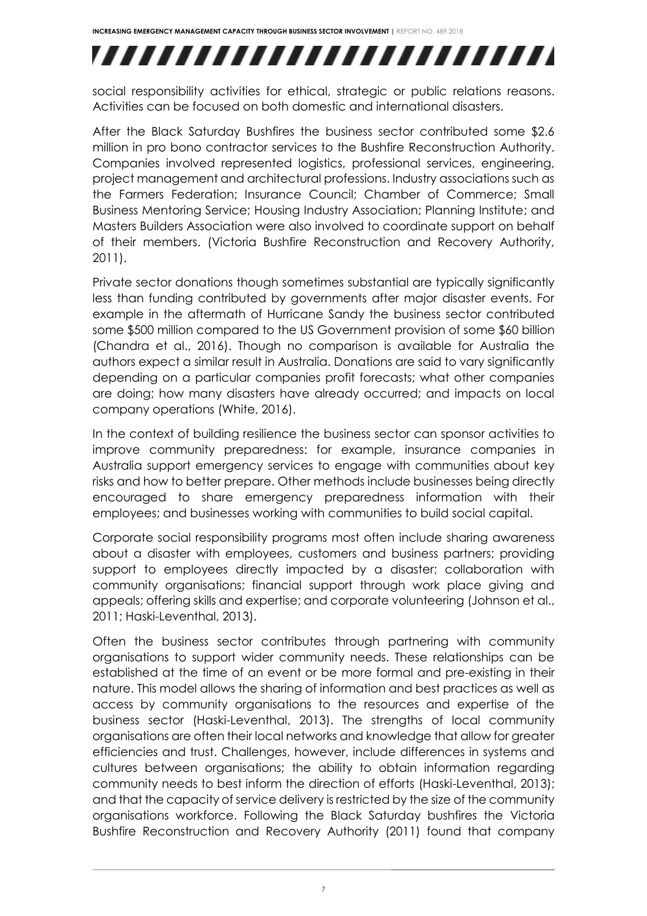social responsibility activities for ethical, strategic or public relations reasons. Activities can be focused on both domestic and international disasters.

After the Black Saturday Bushfires the business sector contributed some $2.6 million in pro bono contractor services to the Bushfire Reconstruction Authority. Companies involved represented logistics, professional services, engineering, project management and architectural professions. Industry associations such as the Farmers Federation; Insurance Council; Chamber of Commerce; Small Business Mentoring Service; Housing Industry Association; Planning Institute; and Masters Builders Association were also involved to coordinate support on behalf of their members. (Victoria Bushfire Reconstruction and Recovery Authority, 2011).

Private sector donations though sometimes substantial are typically significantly less than funding contributed by governments after major disaster events. For example in the aftermath of Hurricane Sandy the business sector contributed some $500 million compared to the US Government provision of some $60 billion (Chandra et al., 2016). Though no comparison is available for Australia the authors expect a similar result in Australia. Donations are said to vary significantly depending on a particular companies profit forecasts; what other companies are doing; how many disasters have already occurred; and impacts on local company operations (White, 2016).

In the context of building resilience the business sector can sponsor activities to improve community preparedness: for example, insurance companies in Australia support emergency services to engage with communities about key risks and how to better prepare. Other methods include businesses being directly encouraged to share emergency preparedness information with their employees; and businesses working with communities to build social capital.

Corporate social responsibility programs most often include sharing awareness about a disaster with employees, customers and business partners; providing support to employees directly impacted by a disaster; collaboration with community organisations; financial support through work place giving and appeals; offering skills and expertise; and corporate volunteering (Johnson et al., 2011; Haski-Leventhal, 2013).

Often the business sector contributes through partnering with community organisations to support wider community needs. These relationships can be established at the time of an event or be more formal and pre-existing in their nature. This model allows the sharing of information and best practices as well as access by community organisations to the resources and expertise of the business sector (Haski-Leventhal, 2013). The strengths of local community organisations are often their local networks and knowledge that allow for greater efficiencies and trust. Challenges, however, include differences in systems and cultures between organisations; the ability to obtain information regarding community needs to best inform the direction of efforts (Haski-Leventhal, 2013); and that the capacity of service delivery is restricted by the size of the community organisations workforce. Following the Black Saturday bushfires the Victoria Bushfire Reconstruction and Recovery Authority (2011) found that company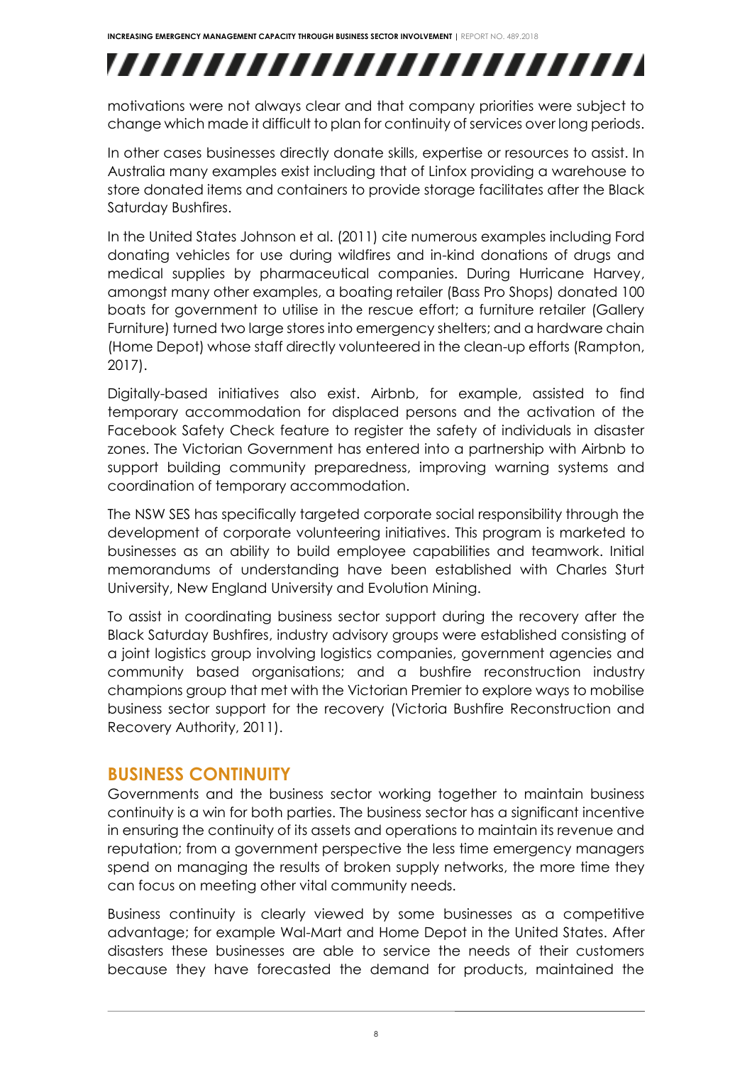motivations were not always clear and that company priorities were subject to change which made it difficult to plan for continuity of services over long periods.

In other cases businesses directly donate skills, expertise or resources to assist. In Australia many examples exist including that of Linfox providing a warehouse to store donated items and containers to provide storage facilitates after the Black Saturday Bushfires.

In the United States Johnson et al. (2011) cite numerous examples including Ford donating vehicles for use during wildfires and in-kind donations of drugs and medical supplies by pharmaceutical companies. During Hurricane Harvey, amongst many other examples, a boating retailer (Bass Pro Shops) donated 100 boats for government to utilise in the rescue effort; a furniture retailer (Gallery Furniture) turned two large stores into emergency shelters; and a hardware chain (Home Depot) whose staff directly volunteered in the clean-up efforts (Rampton, 2017).

Digitally-based initiatives also exist. Airbnb, for example, assisted to find temporary accommodation for displaced persons and the activation of the Facebook Safety Check feature to register the safety of individuals in disaster zones. The Victorian Government has entered into a partnership with Airbnb to support building community preparedness, improving warning systems and coordination of temporary accommodation.

The NSW SES has specifically targeted corporate social responsibility through the development of corporate volunteering initiatives. This program is marketed to businesses as an ability to build employee capabilities and teamwork. Initial memorandums of understanding have been established with Charles Sturt University, New England University and Evolution Mining.

To assist in coordinating business sector support during the recovery after the Black Saturday Bushfires, industry advisory groups were established consisting of a joint logistics group involving logistics companies, government agencies and community based organisations; and a bushfire reconstruction industry champions group that met with the Victorian Premier to explore ways to mobilise business sector support for the recovery (Victoria Bushfire Reconstruction and Recovery Authority, 2011).

## BUSINESS CONTINUITY

Governments and the business sector working together to maintain business continuity is a win for both parties. The business sector has a significant incentive in ensuring the continuity of its assets and operations to maintain its revenue and reputation; from a government perspective the less time emergency managers spend on managing the results of broken supply networks, the more time they can focus on meeting other vital community needs.

Business continuity is clearly viewed by some businesses as a competitive advantage; for example Wal-Mart and Home Depot in the United States. After disasters these businesses are able to service the needs of their customers because they have forecasted the demand for products, maintained the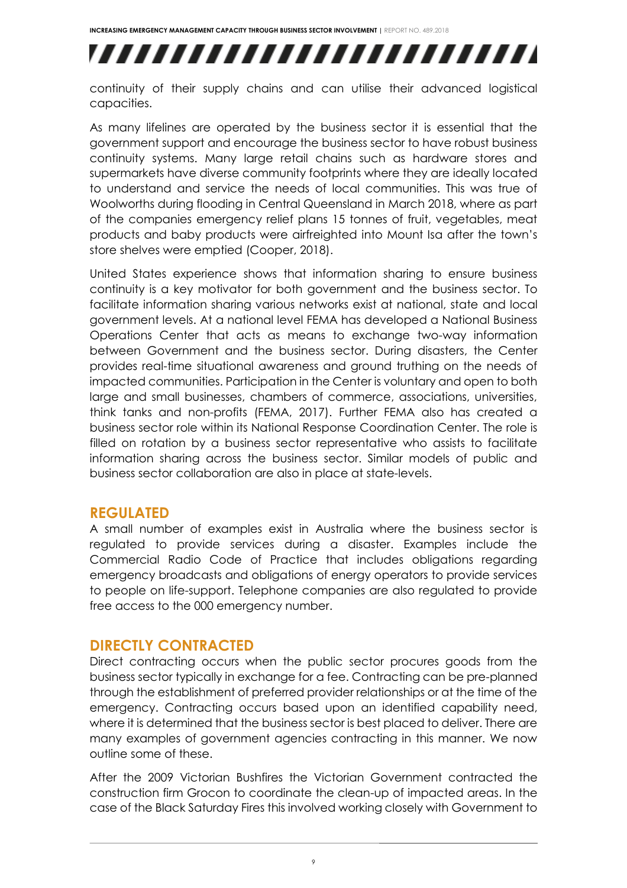continuity of their supply chains and can utilise their advanced logistical capacities.

As many lifelines are operated by the business sector it is essential that the government support and encourage the business sector to have robust business continuity systems. Many large retail chains such as hardware stores and supermarkets have diverse community footprints where they are ideally located to understand and service the needs of local communities. This was true of Woolworths during flooding in Central Queensland in March 2018, where as part of the companies emergency relief plans 15 tonnes of fruit, vegetables, meat products and baby products were airfreighted into Mount Isa after the town's store shelves were emptied (Cooper, 2018).

United States experience shows that information sharing to ensure business continuity is a key motivator for both government and the business sector. To facilitate information sharing various networks exist at national, state and local government levels. At a national level FEMA has developed a National Business Operations Center that acts as means to exchange two-way information between Government and the business sector. During disasters, the Center provides real-time situational awareness and ground truthing on the needs of impacted communities. Participation in the Center is voluntary and open to both large and small businesses, chambers of commerce, associations, universities, think tanks and non-profits (FEMA, 2017). Further FEMA also has created a business sector role within its National Response Coordination Center. The role is filled on rotation by a business sector representative who assists to facilitate information sharing across the business sector. Similar models of public and business sector collaboration are also in place at state-levels.

## REGULATED

A small number of examples exist in Australia where the business sector is regulated to provide services during a disaster. Examples include the Commercial Radio Code of Practice that includes obligations regarding emergency broadcasts and obligations of energy operators to provide services to people on life-support. Telephone companies are also regulated to provide free access to the 000 emergency number.

## DIRECTLY CONTRACTED

Direct contracting occurs when the public sector procures goods from the business sector typically in exchange for a fee. Contracting can be pre-planned through the establishment of preferred provider relationships or at the time of the emergency. Contracting occurs based upon an identified capability need, where it is determined that the business sector is best placed to deliver. There are many examples of government agencies contracting in this manner. We now outline some of these.

After the 2009 Victorian Bushfires the Victorian Government contracted the construction firm Grocon to coordinate the clean-up of impacted areas. In the case of the Black Saturday Fires this involved working closely with Government to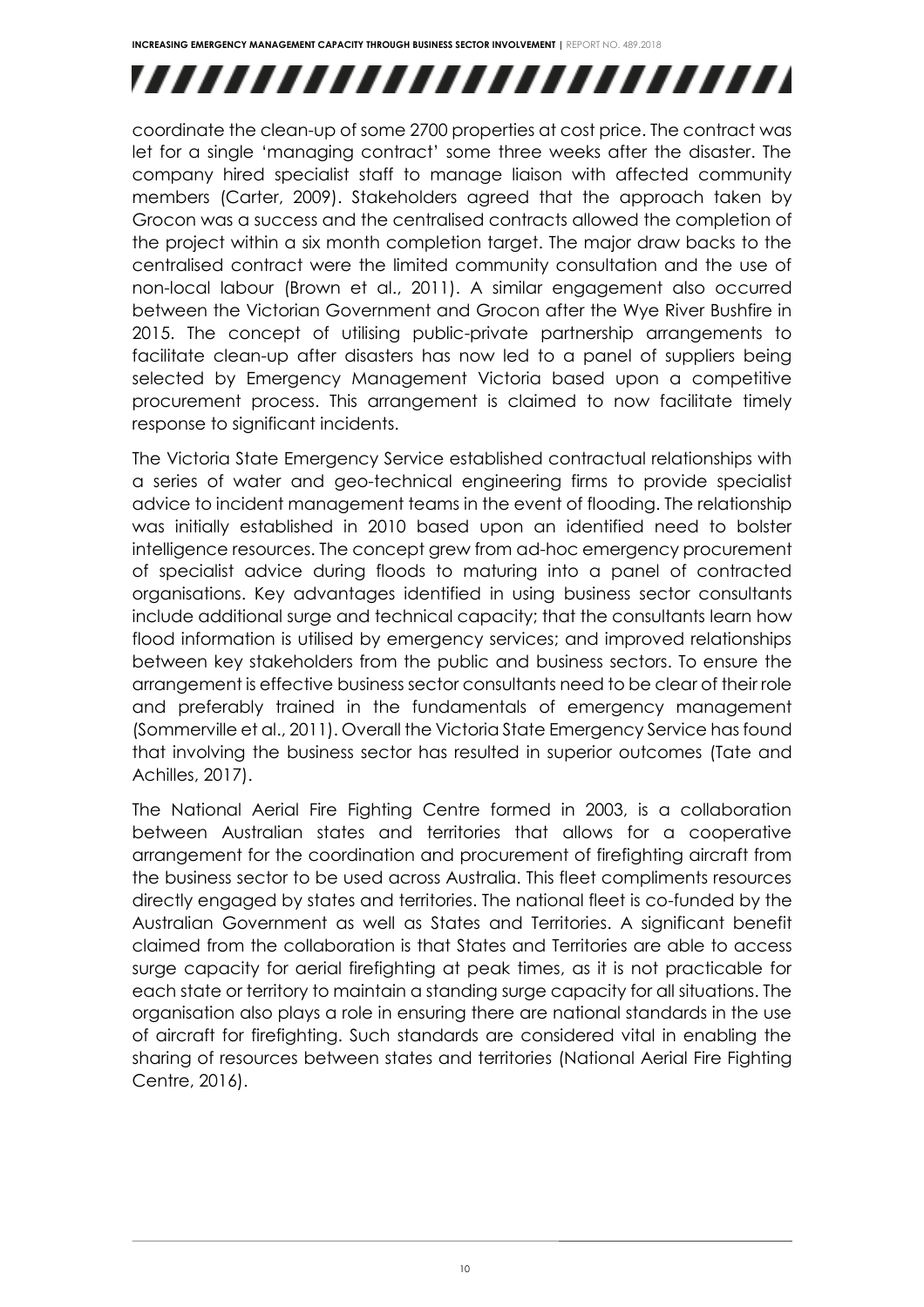coordinate the clean-up of some 2700 properties at cost price. The contract was let for a single 'managing contract' some three weeks after the disaster. The company hired specialist staff to manage liaison with affected community members (Carter, 2009). Stakeholders agreed that the approach taken by Grocon was a success and the centralised contracts allowed the completion of the project within a six month completion target. The major draw backs to the centralised contract were the limited community consultation and the use of non-local labour (Brown et al., 2011). A similar engagement also occurred between the Victorian Government and Grocon after the Wye River Bushfire in 2015. The concept of utilising public-private partnership arrangements to facilitate clean-up after disasters has now led to a panel of suppliers being selected by Emergency Management Victoria based upon a competitive procurement process. This arrangement is claimed to now facilitate timely response to significant incidents.

The Victoria State Emergency Service established contractual relationships with a series of water and geo-technical engineering firms to provide specialist advice to incident management teams in the event of flooding. The relationship was initially established in 2010 based upon an identified need to bolster intelligence resources. The concept grew from ad-hoc emergency procurement of specialist advice during floods to maturing into a panel of contracted organisations. Key advantages identified in using business sector consultants include additional surge and technical capacity; that the consultants learn how flood information is utilised by emergency services; and improved relationships between key stakeholders from the public and business sectors. To ensure the arrangement is effective business sector consultants need to be clear of their role and preferably trained in the fundamentals of emergency management (Sommerville et al., 2011). Overall the Victoria State Emergency Service has found that involving the business sector has resulted in superior outcomes (Tate and Achilles, 2017).

The National Aerial Fire Fighting Centre formed in 2003, is a collaboration between Australian states and territories that allows for a cooperative arrangement for the coordination and procurement of firefighting aircraft from the business sector to be used across Australia. This fleet compliments resources directly engaged by states and territories. The national fleet is co-funded by the Australian Government as well as States and Territories. A significant benefit claimed from the collaboration is that States and Territories are able to access surge capacity for aerial firefighting at peak times, as it is not practicable for each state or territory to maintain a standing surge capacity for all situations. The organisation also plays a role in ensuring there are national standards in the use of aircraft for firefighting. Such standards are considered vital in enabling the sharing of resources between states and territories (National Aerial Fire Fighting Centre, 2016).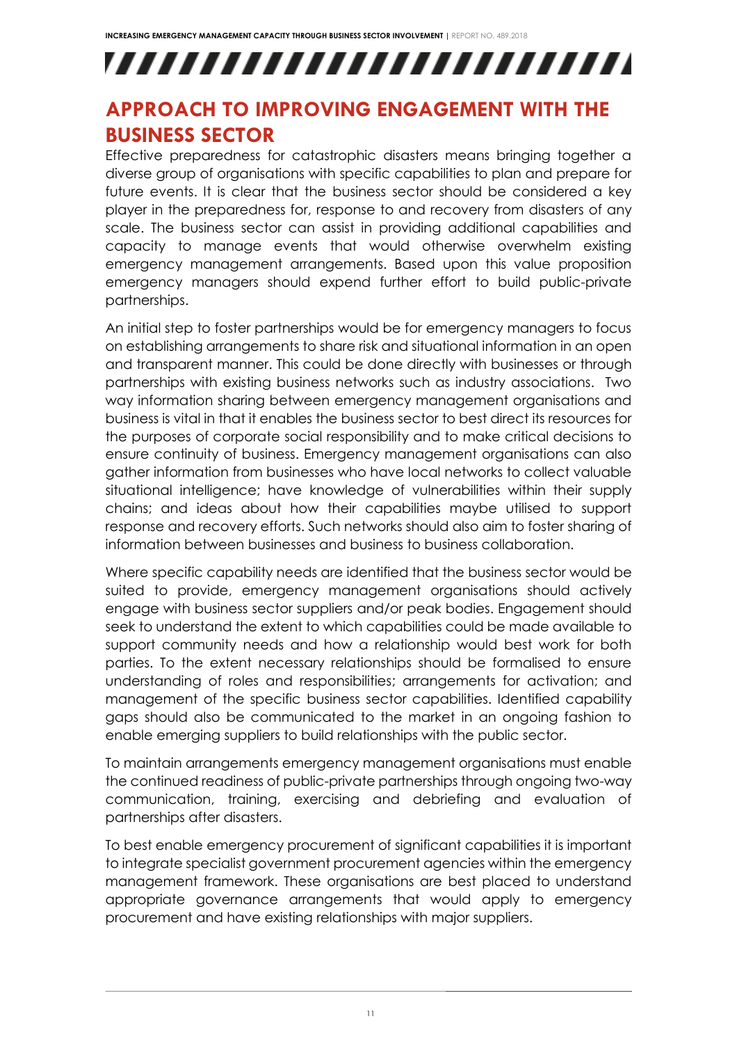## APPROACH TO IMPROVING ENGAGEMENT WITH THE BUSINESS SECTOR

Effective preparedness for catastrophic disasters means bringing together a diverse group of organisations with specific capabilities to plan and prepare for future events. It is clear that the business sector should be considered a key player in the preparedness for, response to and recovery from disasters of any scale. The business sector can assist in providing additional capabilities and capacity to manage events that would otherwise overwhelm existing emergency management arrangements. Based upon this value proposition emergency managers should expend further effort to build public-private partnerships.

An initial step to foster partnerships would be for emergency managers to focus on establishing arrangements to share risk and situational information in an open and transparent manner. This could be done directly with businesses or through partnerships with existing business networks such as industry associations. Two way information sharing between emergency management organisations and business is vital in that it enables the business sector to best direct its resources for the purposes of corporate social responsibility and to make critical decisions to ensure continuity of business. Emergency management organisations can also gather information from businesses who have local networks to collect valuable situational intelligence; have knowledge of vulnerabilities within their supply chains; and ideas about how their capabilities maybe utilised to support response and recovery efforts. Such networks should also aim to foster sharing of information between businesses and business to business collaboration.

Where specific capability needs are identified that the business sector would be suited to provide, emergency management organisations should actively engage with business sector suppliers and/or peak bodies. Engagement should seek to understand the extent to which capabilities could be made available to support community needs and how a relationship would best work for both parties. To the extent necessary relationships should be formalised to ensure understanding of roles and responsibilities; arrangements for activation; and management of the specific business sector capabilities. Identified capability gaps should also be communicated to the market in an ongoing fashion to enable emerging suppliers to build relationships with the public sector.

To maintain arrangements emergency management organisations must enable the continued readiness of public-private partnerships through ongoing two-way communication, training, exercising and debriefing and evaluation of partnerships after disasters.

To best enable emergency procurement of significant capabilities it is important to integrate specialist government procurement agencies within the emergency management framework. These organisations are best placed to understand appropriate governance arrangements that would apply to emergency procurement and have existing relationships with major suppliers.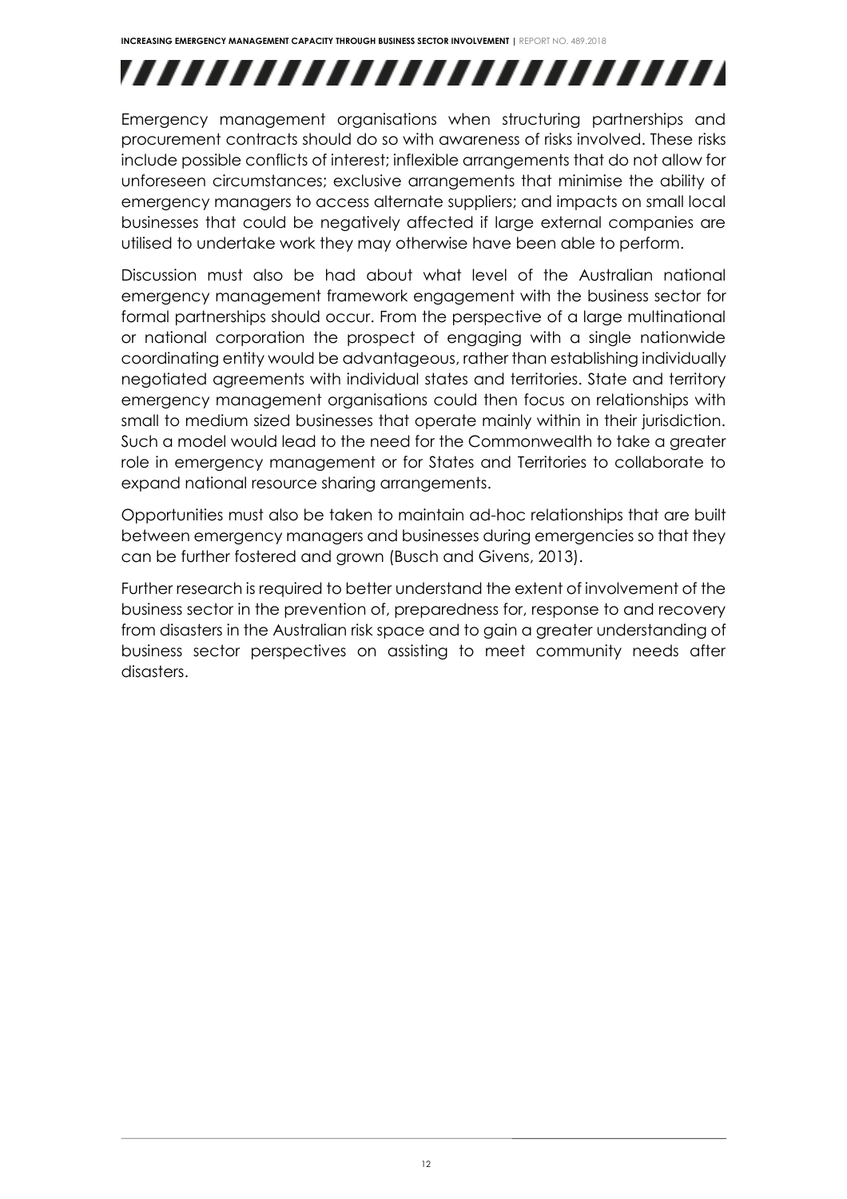Emergency management organisations when structuring partnerships and procurement contracts should do so with awareness of risks involved. These risks include possible conflicts of interest; inflexible arrangements that do not allow for unforeseen circumstances; exclusive arrangements that minimise the ability of emergency managers to access alternate suppliers; and impacts on small local businesses that could be negatively affected if large external companies are utilised to undertake work they may otherwise have been able to perform.

Discussion must also be had about what level of the Australian national emergency management framework engagement with the business sector for formal partnerships should occur. From the perspective of a large multinational or national corporation the prospect of engaging with a single nationwide coordinating entity would be advantageous, rather than establishing individually negotiated agreements with individual states and territories. State and territory emergency management organisations could then focus on relationships with small to medium sized businesses that operate mainly within in their jurisdiction. Such a model would lead to the need for the Commonwealth to take a greater role in emergency management or for States and Territories to collaborate to expand national resource sharing arrangements.

Opportunities must also be taken to maintain ad-hoc relationships that are built between emergency managers and businesses during emergencies so that they can be further fostered and grown (Busch and Givens, 2013).

Further research is required to better understand the extent of involvement of the business sector in the prevention of, preparedness for, response to and recovery from disasters in the Australian risk space and to gain a greater understanding of business sector perspectives on assisting to meet community needs after disasters.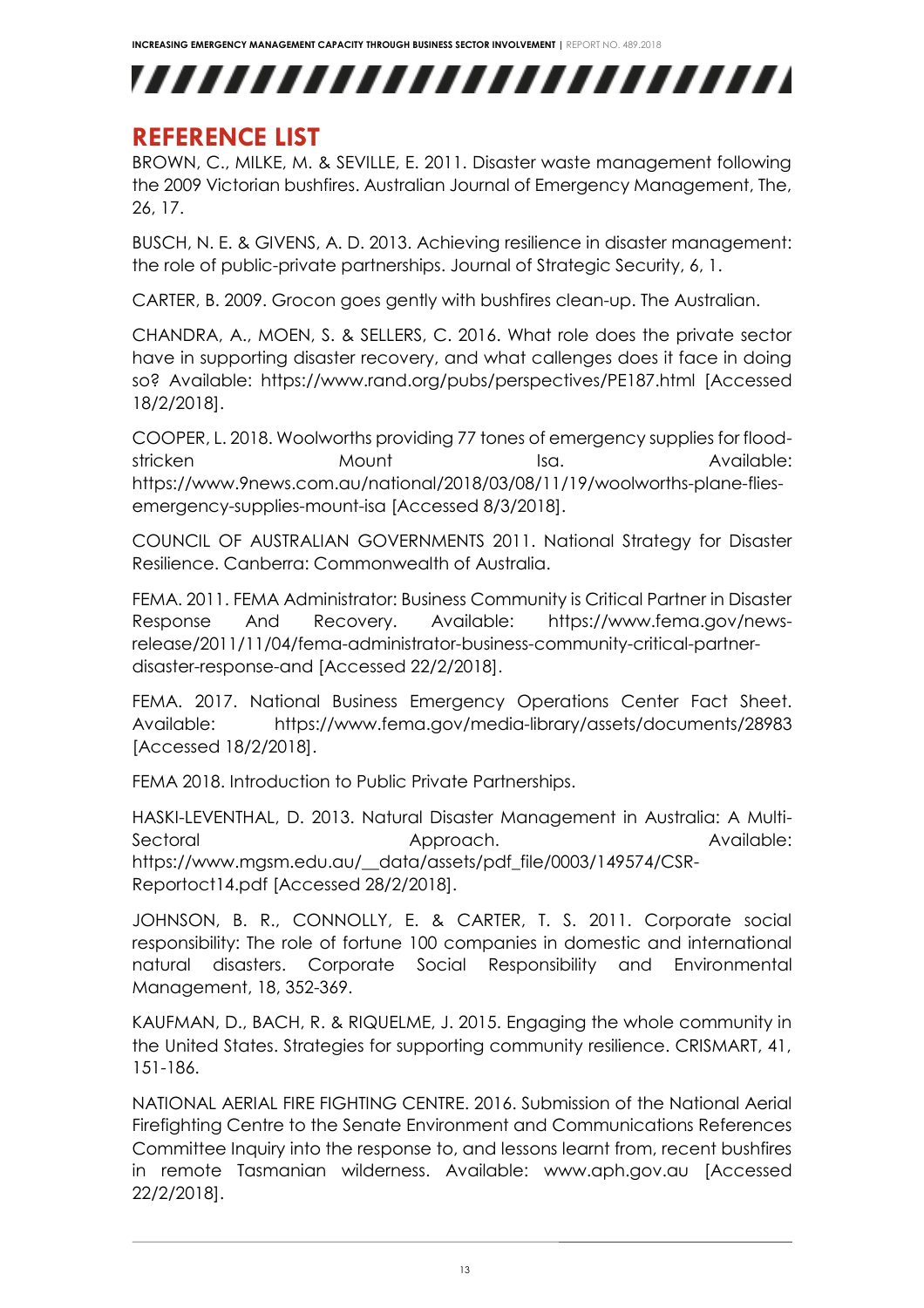## REFERENCE LIST

BROWN, C., MILKE, M. & SEVILLE, E. 2011. Disaster waste management following the 2009 Victorian bushfires. Australian Journal of Emergency Management, The, 26, 17.

BUSCH, N. E. & GIVENS, A. D. 2013. Achieving resilience in disaster management: the role of public-private partnerships. Journal of Strategic Security, 6, 1.

CARTER, B. 2009. Grocon goes gently with bushfires clean-up. The Australian.

CHANDRA, A., MOEN, S. & SELLERS, C. 2016. What role does the private sector have in supporting disaster recovery, and what callenges does it face in doing so? Available: https://www.rand.org/pubs/perspectives/PE187.html [Accessed 18/2/2018].

COOPER, L. 2018. Woolworths providing 77 tones of emergency supplies for flood-stricken Mount Isa. Available: https://www.9news.com.au/national/2018/03/08/11/19/woolworths-plane-flies-emergency-supplies-mount-isa [Accessed 8/3/2018].

COUNCIL OF AUSTRALIAN GOVERNMENTS 2011. National Strategy for Disaster Resilience. Canberra: Commonwealth of Australia.

FEMA. 2011. FEMA Administrator: Business Community is Critical Partner in Disaster Response And Recovery. Available: https://www.fema.gov/news-release/2011/11/04/fema-administrator-business-community-critical-partner-disaster-response-and [Accessed 22/2/2018].

FEMA. 2017. National Business Emergency Operations Center Fact Sheet. Available: https://www.fema.gov/media-library/assets/documents/28983 [Accessed 18/2/2018].

FEMA 2018. Introduction to Public Private Partnerships.

HASKI-LEVENTHAL, D. 2013. Natural Disaster Management in Australia: A Multi-Sectoral Approach. Available: https://www.mgsm.edu.au/__data/assets/pdf_file/0003/149574/CSR-Reportoct14.pdf [Accessed 28/2/2018].

JOHNSON, B. R., CONNOLLY, E. & CARTER, T. S. 2011. Corporate social responsibility: The role of fortune 100 companies in domestic and international natural disasters. Corporate Social Responsibility and Environmental Management, 18, 352-369.

KAUFMAN, D., BACH, R. & RIQUELME, J. 2015. Engaging the whole community in the United States. Strategies for supporting community resilience. CRISMART, 41, 151-186.

NATIONAL AERIAL FIRE FIGHTING CENTRE. 2016. Submission of the National Aerial Firefighting Centre to the Senate Environment and Communications References Committee Inquiry into the response to, and lessons learnt from, recent bushfires in remote Tasmanian wilderness. Available: www.aph.gov.au [Accessed 22/2/2018].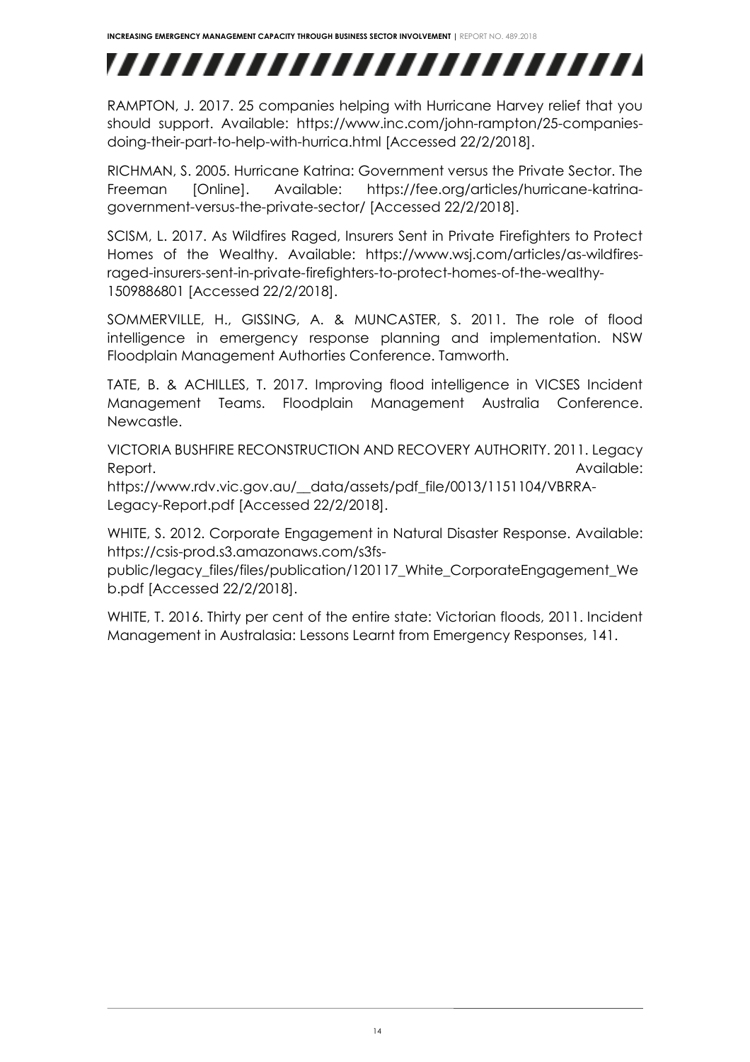RAMPTON, J. 2017. 25 companies helping with Hurricane Harvey relief that you should support. Available: https://www.inc.com/john-rampton/25-companies-doing-their-part-to-help-with-hurrica.html [Accessed 22/2/2018].

RICHMAN, S. 2005. Hurricane Katrina: Government versus the Private Sector. The Freeman [Online]. Available: https://fee.org/articles/hurricane-katrina-government-versus-the-private-sector/ [Accessed 22/2/2018].

SCISM, L. 2017. As Wildfires Raged, Insurers Sent in Private Firefighters to Protect Homes of the Wealthy. Available: https://www.wsj.com/articles/as-wildfires-raged-insurers-sent-in-private-firefighters-to-protect-homes-of-the-wealthy-1509886801 [Accessed 22/2/2018].

SOMMERVILLE, H., GISSING, A. & MUNCASTER, S. 2011. The role of flood intelligence in emergency response planning and implementation. NSW Floodplain Management Authorties Conference. Tamworth.

TATE, B. & ACHILLES, T. 2017. Improving flood intelligence in VICSES Incident Management Teams. Floodplain Management Australia Conference. Newcastle.

VICTORIA BUSHFIRE RECONSTRUCTION AND RECOVERY AUTHORITY. 2011. Legacy Report. Available: https://www.rdv.vic.gov.au/__data/assets/pdf_file/0013/1151104/VBRRA-Legacy-Report.pdf [Accessed 22/2/2018].

WHITE, S. 2012. Corporate Engagement in Natural Disaster Response. Available: https://csis-prod.s3.amazonaws.com/s3fs-public/legacy_files/files/publication/120117_White_CorporateEngagement_Web.pdf [Accessed 22/2/2018].

WHITE, T. 2016. Thirty per cent of the entire state: Victorian floods, 2011. Incident Management in Australasia: Lessons Learnt from Emergency Responses, 141.